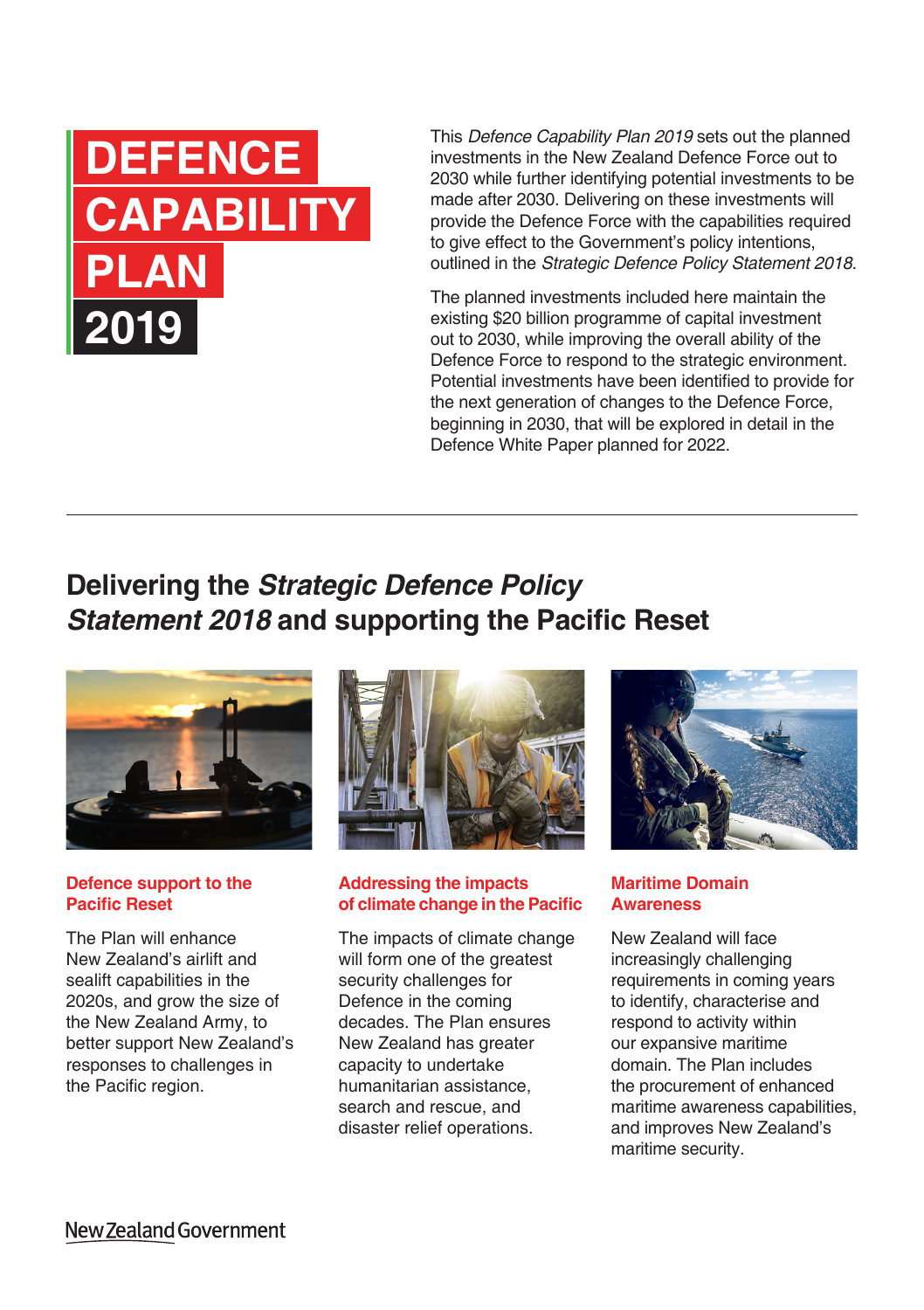# DEFENCE CAPABILITY PLAN 2019

This *Defence Capability Plan 2019* sets out the planned investments in the New Zealand Defence Force out to 2030 while further identifying potential investments to be made after 2030. Delivering on these investments will provide the Defence Force with the capabilities required to give effect to the Government's policy intentions, outlined in the *Strategic Defence Policy Statement 2018*.

The planned investments included here maintain the existing $20 billion programme of capital investment out to 2030, while improving the overall ability of the Defence Force to respond to the strategic environment. Potential investments have been identified to provide for the next generation of changes to the Defence Force, beginning in 2030, that will be explored in detail in the Defence White Paper planned for 2022.

## Delivering the *Strategic Defence Policy Statement 2018* and supporting the Pacific Reset

### Defence support to the Pacific Reset

The Plan will enhance New Zealand's airlift and sealift capabilities in the 2020s, and grow the size of the New Zealand Army, to better support New Zealand's responses to challenges in the Pacific region.

### Addressing the impacts of climate change in the Pacific

The impacts of climate change will form one of the greatest security challenges for Defence in the coming decades. The Plan ensures New Zealand has greater capacity to undertake humanitarian assistance, search and rescue, and disaster relief operations.

### Maritime Domain Awareness

New Zealand will face increasingly challenging requirements in coming years to identify, characterise and respond to activity within our expansive maritime domain. The Plan includes the procurement of enhanced maritime awareness capabilities, and improves New Zealand's maritime security.

New Zealand Government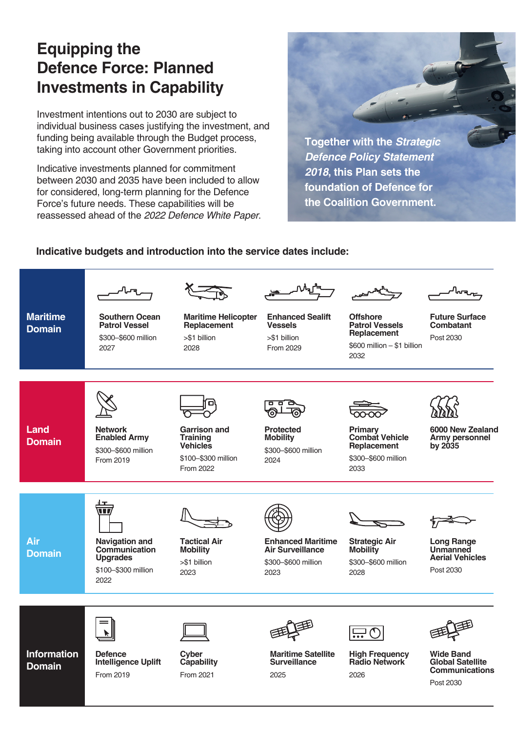# Equipping the Defence Force: Planned Investments in Capability

Investment intentions out to 2030 are subject to individual business cases justifying the investment, and funding being available through the Budget process, taking into account other Government priorities.

Indicative investments planned for commitment between 2030 and 2035 have been included to allow for considered, long-term planning for the Defence Force's future needs. These capabilities will be reassessed ahead of the *2022 Defence White Paper*.

**Together with the *Strategic Defence Policy Statement 2018*, this Plan sets the foundation of Defence for the Coalition Government.**

### Indicative budgets and introduction into the service dates include:

#### Maritime Domain

- **Southern Ocean Patrol Vessel** — $300–$600 million, 2027
- **Maritime Helicopter Replacement** — >$1 billion, 2028
- **Enhanced Sealift Vessels** — >$1 billion, From 2029
- **Offshore Patrol Vessels Replacement** — $600 million – $1 billion, 2032
- **Future Surface Combatant** — Post 2030

#### Land Domain

- **Network Enabled Army** — $300–$600 million, From 2019
- **Garrison and Training Vehicles** — $100–$300 million, From 2022
- **Protected Mobility** — $300–$600 million, 2024
- **Primary Combat Vehicle Replacement** — $300–$600 million, 2033
- **6000 New Zealand Army personnel by 2035**

#### Air Domain

- **Navigation and Communication Upgrades** — $100–$300 million, 2022
- **Tactical Air Mobility** — >$1 billion, 2023
- **Enhanced Maritime Air Surveillance** — $300–$600 million, 2023
- **Strategic Air Mobility** — $300–$600 million, 2028
- **Long Range Unmanned Aerial Vehicles** — Post 2030

#### Information Domain

- **Defence Intelligence Uplift** — From 2019
- **Cyber Capability** — From 2021
- **Maritime Satellite Surveillance** — 2025
- **High Frequency Radio Network** — 2026
- **Wide Band Global Satellite Communications** — Post 2030